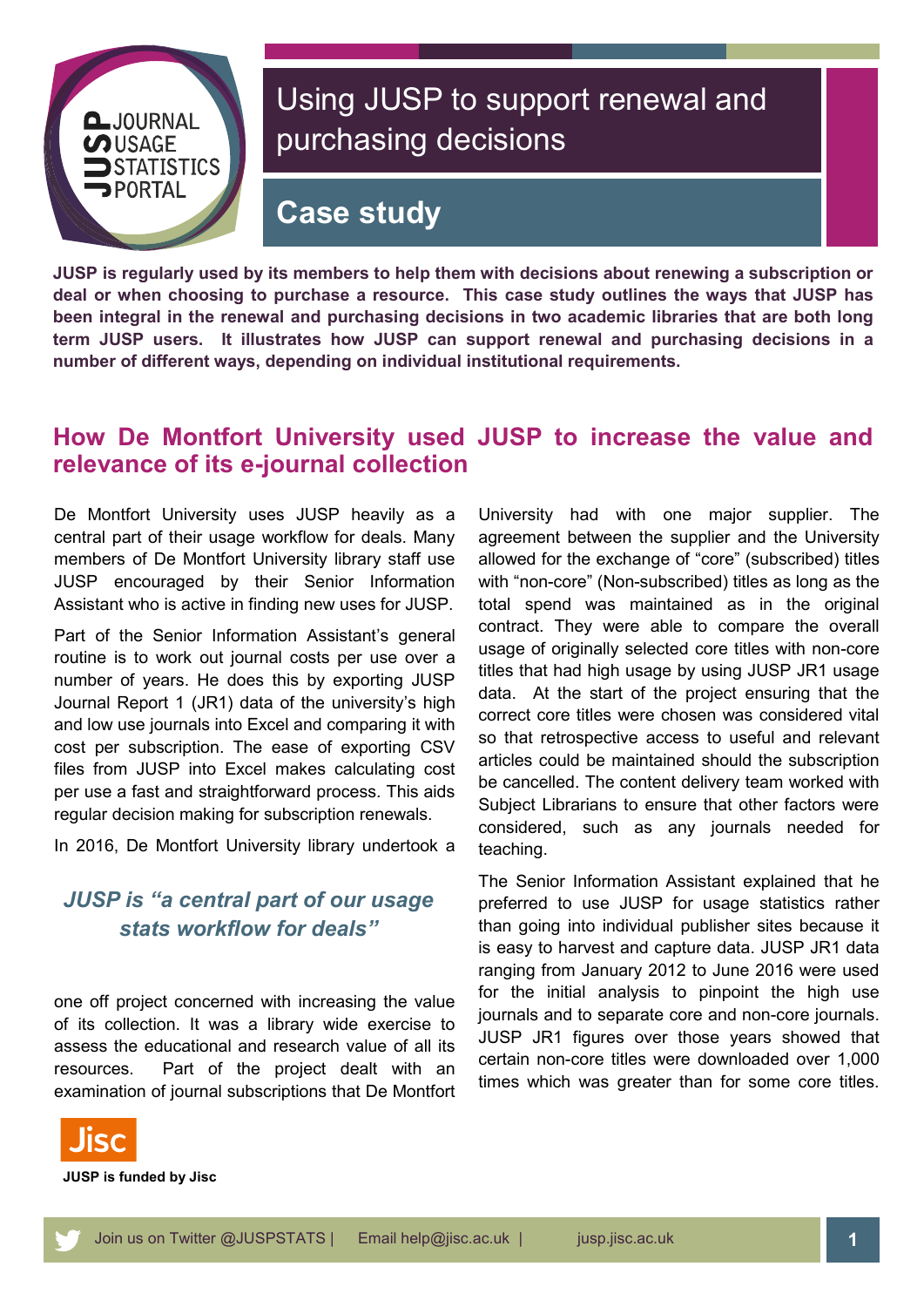# Using JUSP to support renewal and purchasing decisions

## Case study

**JUSP is regularly used by its members to help them with decisions about renewing a subscription or deal or when choosing to purchase a resource. This case study outlines the ways that JUSP has been integral in the renewal and purchasing decisions in two academic libraries that are both long term JUSP users. It illustrates how JUSP can support renewal and purchasing decisions in a number of different ways, depending on individual institutional requirements.**

## How De Montfort University used JUSP to increase the value and relevance of its e-journal collection

De Montfort University uses JUSP heavily as a central part of their usage workflow for deals. Many members of De Montfort University library staff use JUSP encouraged by their Senior Information Assistant who is active in finding new uses for JUSP.

Part of the Senior Information Assistant's general routine is to work out journal costs per use over a number of years. He does this by exporting JUSP Journal Report 1 (JR1) data of the university's high and low use journals into Excel and comparing it with cost per subscription. The ease of exporting CSV files from JUSP into Excel makes calculating cost per use a fast and straightforward process. This aids regular decision making for subscription renewals.

In 2016, De Montfort University library undertook a one off project concerned with increasing the value of its collection. It was a library wide exercise to assess the educational and research value of all its resources. Part of the project dealt with an examination of journal subscriptions that De Montfort University had with one major supplier. The agreement between the supplier and the University allowed for the exchange of "core" (subscribed) titles with "non-core" (Non-subscribed) titles as long as the total spend was maintained as in the original contract. They were able to compare the overall usage of originally selected core titles with non-core titles that had high usage by using JUSP JR1 usage data. At the start of the project ensuring that the correct core titles were chosen was considered vital so that retrospective access to useful and relevant articles could be maintained should the subscription be cancelled. The content delivery team worked with Subject Librarians to ensure that other factors were considered, such as any journals needed for teaching.

> ***JUSP is "a central part of our usage stats workflow for deals"***

The Senior Information Assistant explained that he preferred to use JUSP for usage statistics rather than going into individual publisher sites because it is easy to harvest and capture data. JUSP JR1 data ranging from January 2012 to June 2016 were used for the initial analysis to pinpoint the high use journals and to separate core and non-core journals. JUSP JR1 figures over those years showed that certain non-core titles were downloaded over 1,000 times which was greater than for some core titles.

**JUSP is funded by Jisc**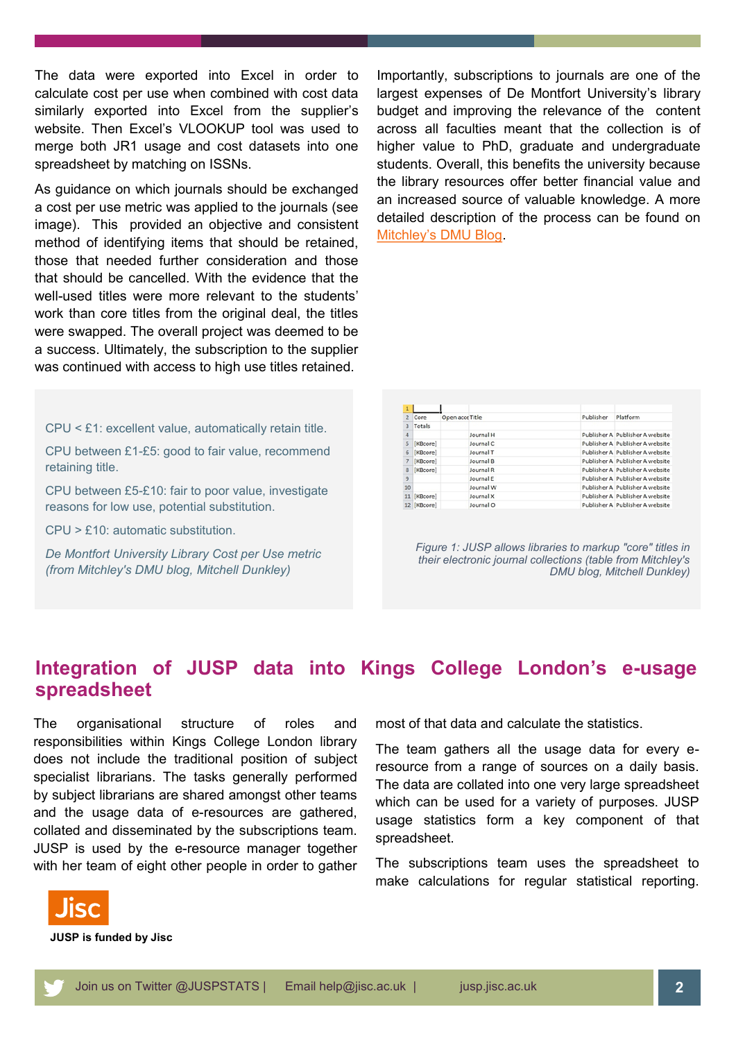The data were exported into Excel in order to calculate cost per use when combined with cost data similarly exported into Excel from the supplier's website. Then Excel's VLOOKUP tool was used to merge both JR1 usage and cost datasets into one spreadsheet by matching on ISSNs.

As guidance on which journals should be exchanged a cost per use metric was applied to the journals (see image). This provided an objective and consistent method of identifying items that should be retained, those that needed further consideration and those that should be cancelled. With the evidence that the well-used titles were more relevant to the students' work than core titles from the original deal, the titles were swapped. The overall project was deemed to be a success. Ultimately, the subscription to the supplier was continued with access to high use titles retained.

Importantly, subscriptions to journals are one of the largest expenses of De Montfort University's library budget and improving the relevance of the content across all faculties meant that the collection is of higher value to PhD, graduate and undergraduate students. Overall, this benefits the university because the library resources offer better financial value and an increased source of valuable knowledge. A more detailed description of the process can be found on Mitchley's DMU Blog.

CPU < £1: excellent value, automatically retain title.

CPU between £1-£5: good to fair value, recommend retaining title.

CPU between £5-£10: fair to poor value, investigate reasons for low use, potential substitution.

CPU > £10: automatic substitution.

*De Montfort University Library Cost per Use metric (from Mitchley's DMU blog, Mitchell Dunkley)*

| | Core | Open acce | Title | Publisher | Platform |
|---|---|---|---|---|---|
| 1 | | | | | |
| 2 | Core | Open acce | Title | Publisher | Platform |
| 3 | Totals | | | | |
| 4 | | | Journal H | Publisher A | Publisher A website |
| 5 | [KBcore] | | Journal C | Publisher A | Publisher A website |
| 6 | [KBcore] | | Journal T | Publisher A | Publisher A website |
| 7 | [KBcore] | | Journal B | Publisher A | Publisher A website |
| 8 | [KBcore] | | Journal R | Publisher A | Publisher A website |
| 9 | | | Journal E | Publisher A | Publisher A website |
| 10 | | | Journal W | Publisher A | Publisher A website |
| 11 | [KBcore] | | Journal X | Publisher A | Publisher A website |
| 12 | [KBcore] | | Journal O | Publisher A | Publisher A website |

*Figure 1: JUSP allows libraries to markup "core" titles in their electronic journal collections (table from Mitchley's DMU blog, Mitchell Dunkley)*

## Integration of JUSP data into Kings College London's e-usage spreadsheet

The organisational structure of roles and responsibilities within Kings College London library does not include the traditional position of subject specialist librarians. The tasks generally performed by subject librarians are shared amongst other teams and the usage data of e-resources are gathered, collated and disseminated by the subscriptions team. JUSP is used by the e-resource manager together with her team of eight other people in order to gather most of that data and calculate the statistics.

The team gathers all the usage data for every e-resource from a range of sources on a daily basis. The data are collated into one very large spreadsheet which can be used for a variety of purposes. JUSP usage statistics form a key component of that spreadsheet.

The subscriptions team uses the spreadsheet to make calculations for regular statistical reporting.

JUSP is funded by Jisc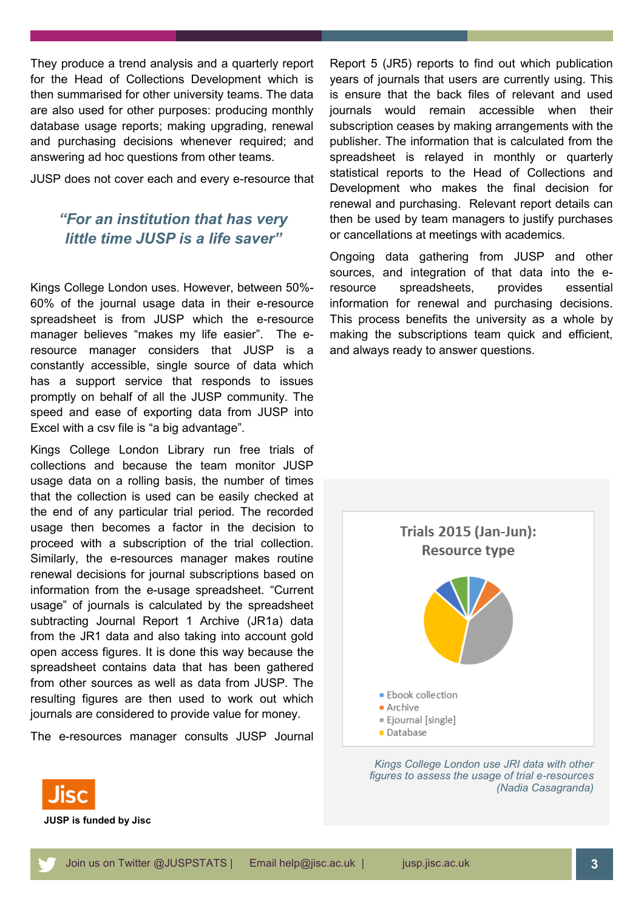They produce a trend analysis and a quarterly report for the Head of Collections Development which is then summarised for other university teams. The data are also used for other purposes: producing monthly database usage reports; making upgrading, renewal and purchasing decisions whenever required; and answering ad hoc questions from other teams.

JUSP does not cover each and every e-resource that Kings College London uses. However, between 50%-60% of the journal usage data in their e-resource spreadsheet is from JUSP which the e-resource manager believes "makes my life easier". The e-resource manager considers that JUSP is a constantly accessible, single source of data which has a support service that responds to issues promptly on behalf of all the JUSP community. The speed and ease of exporting data from JUSP into Excel with a csv file is "a big advantage".

> ***"For an institution that has very little time JUSP is a life saver"***

Kings College London Library run free trials of collections and because the team monitor JUSP usage data on a rolling basis, the number of times that the collection is used can be easily checked at the end of any particular trial period. The recorded usage then becomes a factor in the decision to proceed with a subscription of the trial collection. Similarly, the e-resources manager makes routine renewal decisions for journal subscriptions based on information from the e-usage spreadsheet. "Current usage" of journals is calculated by the spreadsheet subtracting Journal Report 1 Archive (JR1a) data from the JR1 data and also taking into account gold open access figures. It is done this way because the spreadsheet contains data that has been gathered from other sources as well as data from JUSP. The resulting figures are then used to work out which journals are considered to provide value for money.

The e-resources manager consults JUSP Journal Report 5 (JR5) reports to find out which publication years of journals that users are currently using. This is ensure that the back files of relevant and used journals would remain accessible when their subscription ceases by making arrangements with the publisher. The information that is calculated from the spreadsheet is relayed in monthly or quarterly statistical reports to the Head of Collections and Development who makes the final decision for renewal and purchasing. Relevant report details can then be used by team managers to justify purchases or cancellations at meetings with academics.

Ongoing data gathering from JUSP and other sources, and integration of that data into the e-resource spreadsheets, provides essential information for renewal and purchasing decisions. This process benefits the university as a whole by making the subscriptions team quick and efficient, and always ready to answer questions.

**Trials 2015 (Jan-Jun): Resource type**

- Ebook collection
- Archive
- Ejournal [single]
- Database

*Kings College London use JRI data with other figures to assess the usage of trial e-resources (Nadia Casagranda)*

**JUSP is funded by Jisc**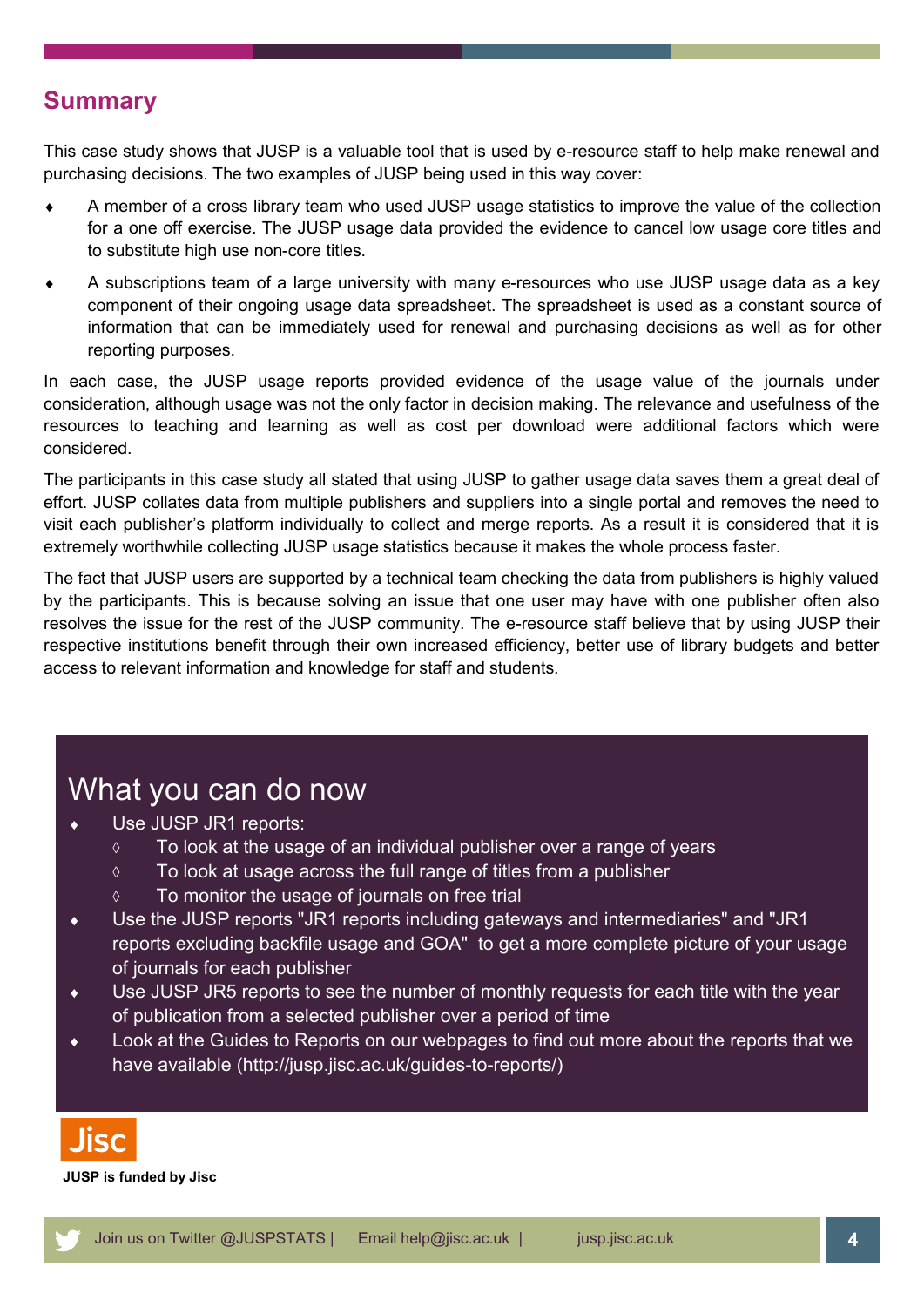## Summary

This case study shows that JUSP is a valuable tool that is used by e-resource staff to help make renewal and purchasing decisions. The two examples of JUSP being used in this way cover:

- A member of a cross library team who used JUSP usage statistics to improve the value of the collection for a one off exercise. The JUSP usage data provided the evidence to cancel low usage core titles and to substitute high use non-core titles.
- A subscriptions team of a large university with many e-resources who use JUSP usage data as a key component of their ongoing usage data spreadsheet. The spreadsheet is used as a constant source of information that can be immediately used for renewal and purchasing decisions as well as for other reporting purposes.

In each case, the JUSP usage reports provided evidence of the usage value of the journals under consideration, although usage was not the only factor in decision making. The relevance and usefulness of the resources to teaching and learning as well as cost per download were additional factors which were considered.

The participants in this case study all stated that using JUSP to gather usage data saves them a great deal of effort. JUSP collates data from multiple publishers and suppliers into a single portal and removes the need to visit each publisher's platform individually to collect and merge reports. As a result it is considered that it is extremely worthwhile collecting JUSP usage statistics because it makes the whole process faster.

The fact that JUSP users are supported by a technical team checking the data from publishers is highly valued by the participants. This is because solving an issue that one user may have with one publisher often also resolves the issue for the rest of the JUSP community. The e-resource staff believe that by using JUSP their respective institutions benefit through their own increased efficiency, better use of library budgets and better access to relevant information and knowledge for staff and students.

## What you can do now

- Use JUSP JR1 reports:
  - To look at the usage of an individual publisher over a range of years
  - To look at usage across the full range of titles from a publisher
  - To monitor the usage of journals on free trial
- Use the JUSP reports "JR1 reports including gateways and intermediaries" and "JR1 reports excluding backfile usage and GOA" to get a more complete picture of your usage of journals for each publisher
- Use JUSP JR5 reports to see the number of monthly requests for each title with the year of publication from a selected publisher over a period of time
- Look at the Guides to Reports on our webpages to find out more about the reports that we have available (http://jusp.jisc.ac.uk/guides-to-reports/)

Jisc

**JUSP is funded by Jisc**

Join us on Twitter @JUSPSTATS | Email help@jisc.ac.uk | jusp.jisc.ac.uk